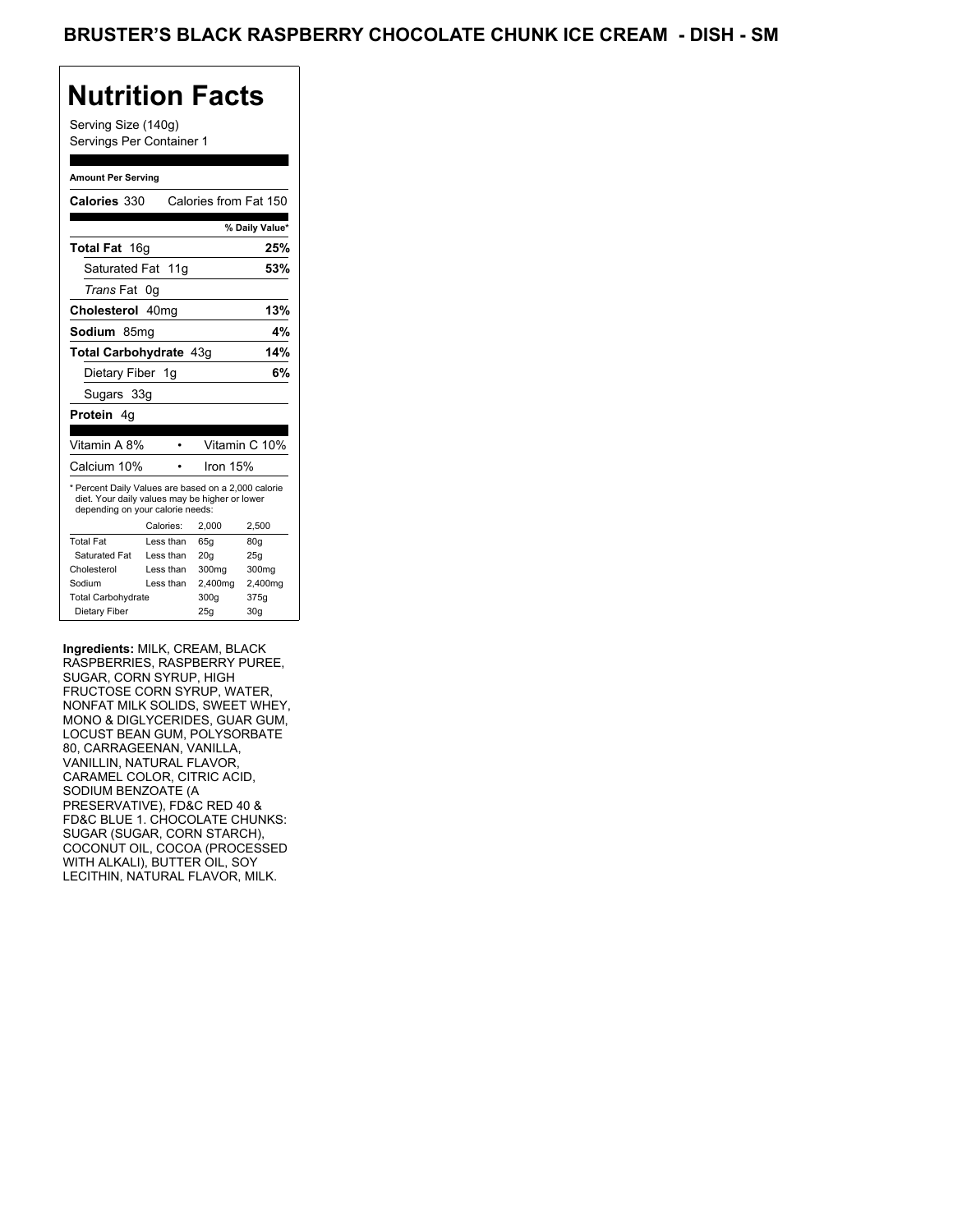# BRUSTER'S BLACK RASPBERRY CHOCOLATE CHUNK ICE CREAM - DISH - SM

## Nutrition Facts

Serving Size (140g)
Servings Per Container 1

**Amount Per Serving**

**Calories** 330 Calories from Fat 150

| | % Daily Value* |
|---|---|
| **Total Fat** 16g | **25%** |
| Saturated Fat 11g | **53%** |
| *Trans* Fat 0g | |
| **Cholesterol** 40mg | **13%** |
| **Sodium** 85mg | **4%** |
| **Total Carbohydrate** 43g | **14%** |
| Dietary Fiber 1g | **6%** |
| Sugars 33g | |
| **Protein** 4g | |

| | |
|---|---|
| Vitamin A 8% | Vitamin C 10% |
| Calcium 10% | Iron 15% |

* Percent Daily Values are based on a 2,000 calorie diet. Your daily values may be higher or lower depending on your calorie needs:

| | Calories: | 2,000 | 2,500 |
|---|---|---|---|
| Total Fat | Less than | 65g | 80g |
| Saturated Fat | Less than | 20g | 25g |
| Cholesterol | Less than | 300mg | 300mg |
| Sodium | Less than | 2,400mg | 2,400mg |
| Total Carbohydrate | | 300g | 375g |
| Dietary Fiber | | 25g | 30g |

**Ingredients:** MILK, CREAM, BLACK RASPBERRIES, RASPBERRY PUREE, SUGAR, CORN SYRUP, HIGH FRUCTOSE CORN SYRUP, WATER, NONFAT MILK SOLIDS, SWEET WHEY, MONO & DIGLYCERIDES, GUAR GUM, LOCUST BEAN GUM, POLYSORBATE 80, CARRAGEENAN, VANILLA, VANILLIN, NATURAL FLAVOR, CARAMEL COLOR, CITRIC ACID, SODIUM BENZOATE (A PRESERVATIVE), FD&C RED 40 & FD&C BLUE 1. CHOCOLATE CHUNKS: SUGAR (SUGAR, CORN STARCH), COCONUT OIL, COCOA (PROCESSED WITH ALKALI), BUTTER OIL, SOY LECITHIN, NATURAL FLAVOR, MILK.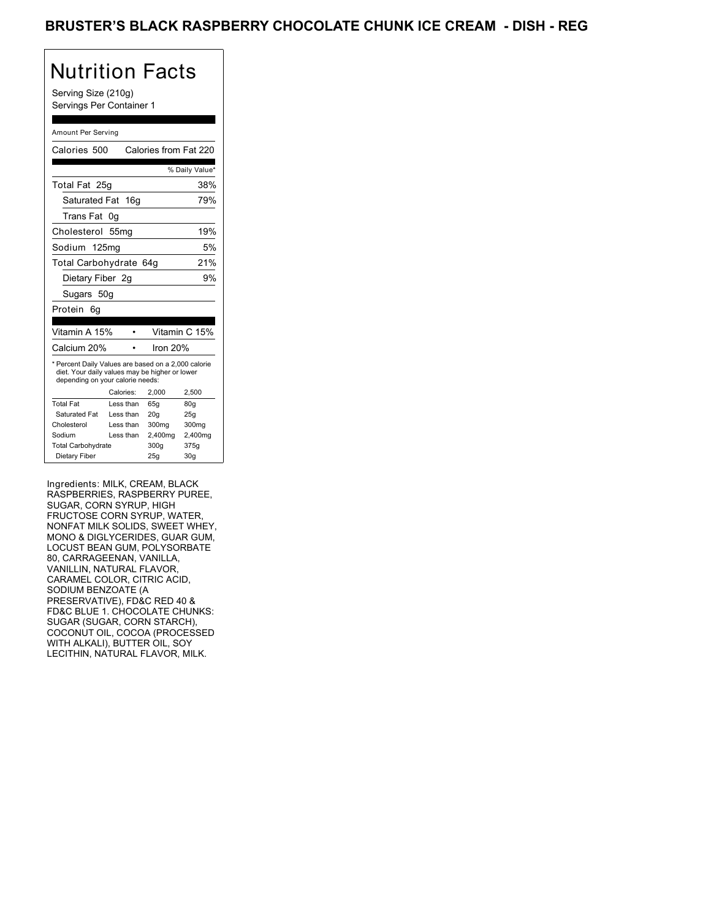# BRUSTER'S BLACK RASPBERRY CHOCOLATE CHUNK ICE CREAM - DISH - REG

## Nutrition Facts

Serving Size (210g)
Servings Per Container 1

Amount Per Serving

Calories 500 Calories from Fat 220

| | % Daily Value* |
|---|---|
| Total Fat 25g | 38% |
| Saturated Fat 16g | 79% |
| Trans Fat 0g | |
| Cholesterol 55mg | 19% |
| Sodium 125mg | 5% |
| Total Carbohydrate 64g | 21% |
| Dietary Fiber 2g | 9% |
| Sugars 50g | |
| Protein 6g | |

| | |
|---|---|
| Vitamin A 15% | Vitamin C 15% |
| Calcium 20% | Iron 20% |

* Percent Daily Values are based on a 2,000 calorie diet. Your daily values may be higher or lower depending on your calorie needs:

| | Calories: | 2,000 | 2,500 |
|---|---|---|---|
| Total Fat | Less than | 65g | 80g |
| Saturated Fat | Less than | 20g | 25g |
| Cholesterol | Less than | 300mg | 300mg |
| Sodium | Less than | 2,400mg | 2,400mg |
| Total Carbohydrate | | 300g | 375g |
| Dietary Fiber | | 25g | 30g |

Ingredients: MILK, CREAM, BLACK RASPBERRIES, RASPBERRY PUREE, SUGAR, CORN SYRUP, HIGH FRUCTOSE CORN SYRUP, WATER, NONFAT MILK SOLIDS, SWEET WHEY, MONO & DIGLYCERIDES, GUAR GUM, LOCUST BEAN GUM, POLYSORBATE 80, CARRAGEENAN, VANILLA, VANILLIN, NATURAL FLAVOR, CARAMEL COLOR, CITRIC ACID, SODIUM BENZOATE (A PRESERVATIVE), FD&C RED 40 & FD&C BLUE 1. CHOCOLATE CHUNKS: SUGAR (SUGAR, CORN STARCH), COCONUT OIL, COCOA (PROCESSED WITH ALKALI), BUTTER OIL, SOY LECITHIN, NATURAL FLAVOR, MILK.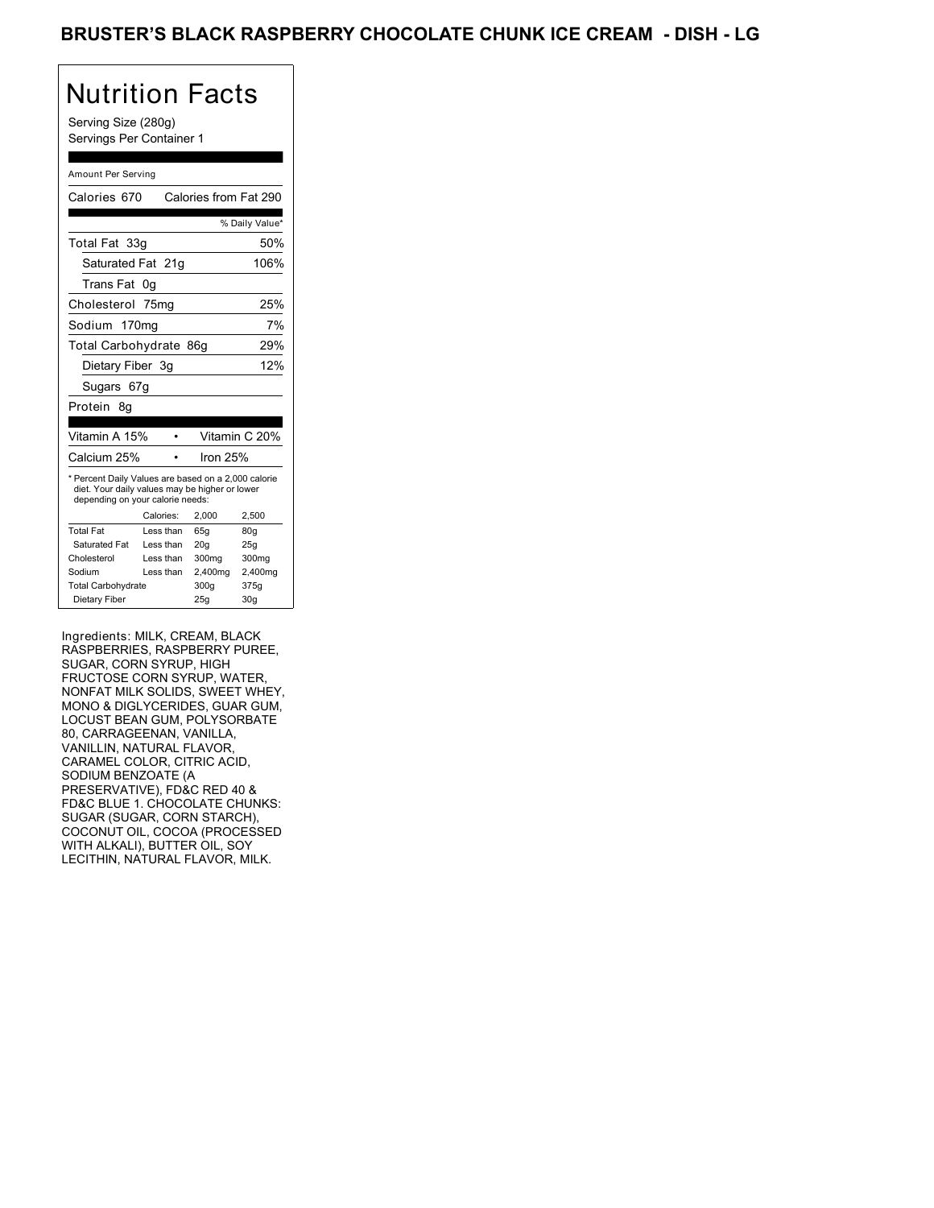# BRUSTER'S BLACK RASPBERRY CHOCOLATE CHUNK ICE CREAM - DISH - LG

## Nutrition Facts

Serving Size (280g)
Servings Per Container 1

Amount Per Serving

| | |
|---|---|
| Calories 670 | Calories from Fat 290 |
| | % Daily Value* |
| Total Fat 33g | 50% |
| Saturated Fat 21g | 106% |
| Trans Fat 0g | |
| Cholesterol 75mg | 25% |
| Sodium 170mg | 7% |
| Total Carbohydrate 86g | 29% |
| Dietary Fiber 3g | 12% |
| Sugars 67g | |
| Protein 8g | |

| | |
|---|---|
| Vitamin A 15% | Vitamin C 20% |
| Calcium 25% | Iron 25% |

* Percent Daily Values are based on a 2,000 calorie diet. Your daily values may be higher or lower depending on your calorie needs:

| | Calories: | 2,000 | 2,500 |
|---|---|---|---|
| Total Fat | Less than | 65g | 80g |
| Saturated Fat | Less than | 20g | 25g |
| Cholesterol | Less than | 300mg | 300mg |
| Sodium | Less than | 2,400mg | 2,400mg |
| Total Carbohydrate | | 300g | 375g |
| Dietary Fiber | | 25g | 30g |

Ingredients: MILK, CREAM, BLACK RASPBERRIES, RASPBERRY PUREE, SUGAR, CORN SYRUP, HIGH FRUCTOSE CORN SYRUP, WATER, NONFAT MILK SOLIDS, SWEET WHEY, MONO & DIGLYCERIDES, GUAR GUM, LOCUST BEAN GUM, POLYSORBATE 80, CARRAGEENAN, VANILLA, VANILLIN, NATURAL FLAVOR, CARAMEL COLOR, CITRIC ACID, SODIUM BENZOATE (A PRESERVATIVE), FD&C RED 40 & FD&C BLUE 1. CHOCOLATE CHUNKS: SUGAR (SUGAR, CORN STARCH), COCONUT OIL, COCOA (PROCESSED WITH ALKALI), BUTTER OIL, SOY LECITHIN, NATURAL FLAVOR, MILK.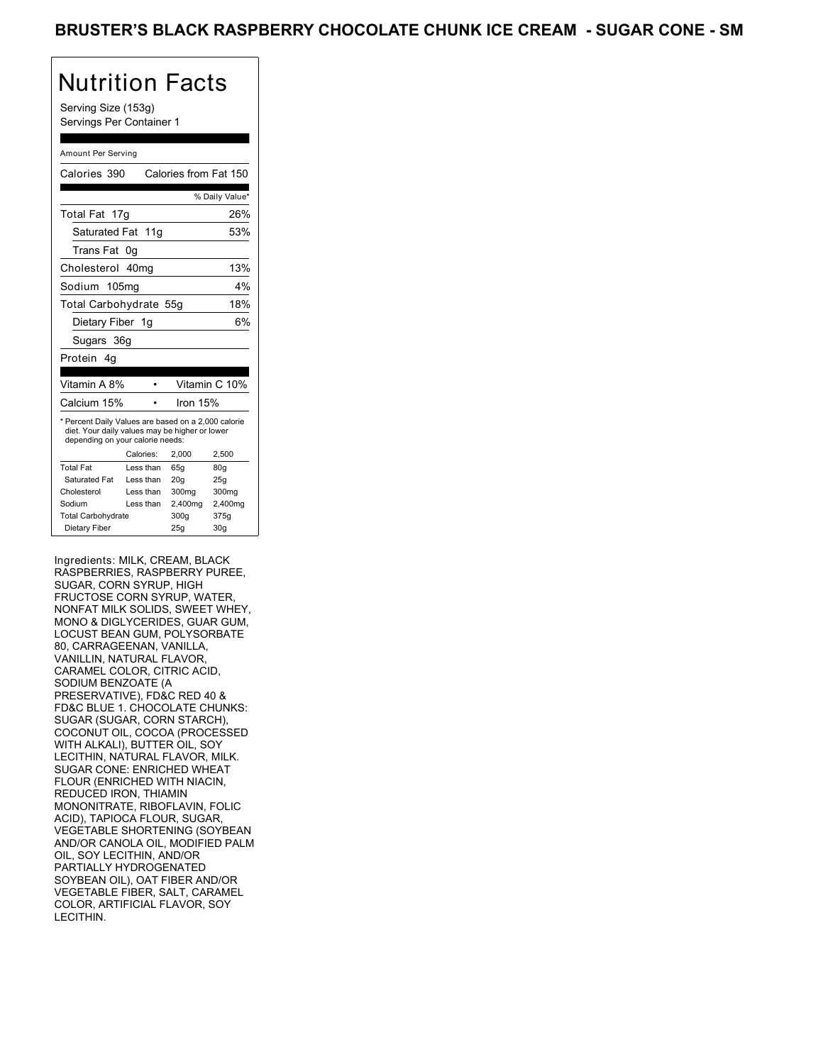# BRUSTER'S BLACK RASPBERRY CHOCOLATE CHUNK ICE CREAM - SUGAR CONE - SM

## Nutrition Facts

Serving Size (153g)
Servings Per Container 1

Amount Per Serving

Calories 390 Calories from Fat 150

| | % Daily Value* |
|---|---|
| Total Fat 17g | 26% |
| Saturated Fat 11g | 53% |
| Trans Fat 0g | |
| Cholesterol 40mg | 13% |
| Sodium 105mg | 4% |
| Total Carbohydrate 55g | 18% |
| Dietary Fiber 1g | 6% |
| Sugars 36g | |
| Protein 4g | |

| | |
|---|---|
| Vitamin A 8% | Vitamin C 10% |
| Calcium 15% | Iron 15% |

* Percent Daily Values are based on a 2,000 calorie diet. Your daily values may be higher or lower depending on your calorie needs:

| | Calories: | 2,000 | 2,500 |
|---|---|---|---|
| Total Fat | Less than | 65g | 80g |
| Saturated Fat | Less than | 20g | 25g |
| Cholesterol | Less than | 300mg | 300mg |
| Sodium | Less than | 2,400mg | 2,400mg |
| Total Carbohydrate | | 300g | 375g |
| Dietary Fiber | | 25g | 30g |

Ingredients: MILK, CREAM, BLACK RASPBERRIES, RASPBERRY PUREE, SUGAR, CORN SYRUP, HIGH FRUCTOSE CORN SYRUP, WATER, NONFAT MILK SOLIDS, SWEET WHEY, MONO & DIGLYCERIDES, GUAR GUM, LOCUST BEAN GUM, POLYSORBATE 80, CARRAGEENAN, VANILLA, VANILLIN, NATURAL FLAVOR, CARAMEL COLOR, CITRIC ACID, SODIUM BENZOATE (A PRESERVATIVE), FD&C RED 40 & FD&C BLUE 1. CHOCOLATE CHUNKS: SUGAR (SUGAR, CORN STARCH), COCONUT OIL, COCOA (PROCESSED WITH ALKALI), BUTTER OIL, SOY LECITHIN, NATURAL FLAVOR, MILK. SUGAR CONE: ENRICHED WHEAT FLOUR (ENRICHED WITH NIACIN, REDUCED IRON, THIAMIN MONONITRATE, RIBOFLAVIN, FOLIC ACID), TAPIOCA FLOUR, SUGAR, VEGETABLE SHORTENING (SOYBEAN AND/OR CANOLA OIL, MODIFIED PALM OIL, SOY LECITHIN, AND/OR PARTIALLY HYDROGENATED SOYBEAN OIL), OAT FIBER AND/OR VEGETABLE FIBER, SALT, CARAMEL COLOR, ARTIFICIAL FLAVOR, SOY LECITHIN.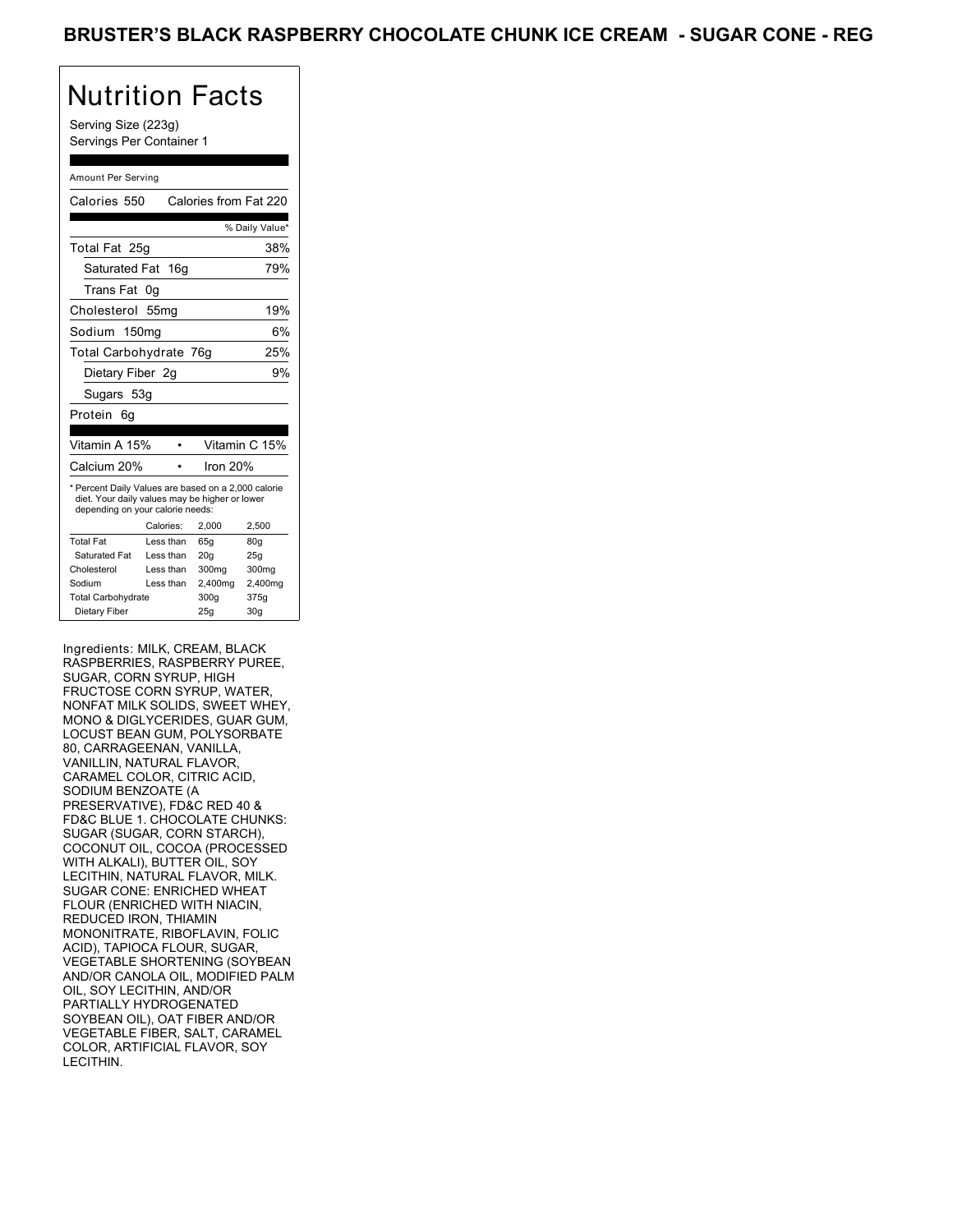# BRUSTER'S BLACK RASPBERRY CHOCOLATE CHUNK ICE CREAM - SUGAR CONE - REG

## Nutrition Facts

Serving Size (223g)
Servings Per Container 1

Amount Per Serving

Calories 550 Calories from Fat 220

| | % Daily Value* |
|---|---|
| Total Fat 25g | 38% |
| Saturated Fat 16g | 79% |
| Trans Fat 0g | |
| Cholesterol 55mg | 19% |
| Sodium 150mg | 6% |
| Total Carbohydrate 76g | 25% |
| Dietary Fiber 2g | 9% |
| Sugars 53g | |
| Protein 6g | |

| | |
|---|---|
| Vitamin A 15% | Vitamin C 15% |
| Calcium 20% | Iron 20% |

* Percent Daily Values are based on a 2,000 calorie diet. Your daily values may be higher or lower depending on your calorie needs:

| | Calories: | 2,000 | 2,500 |
|---|---|---|---|
| Total Fat | Less than | 65g | 80g |
| Saturated Fat | Less than | 20g | 25g |
| Cholesterol | Less than | 300mg | 300mg |
| Sodium | Less than | 2,400mg | 2,400mg |
| Total Carbohydrate | | 300g | 375g |
| Dietary Fiber | | 25g | 30g |

Ingredients: MILK, CREAM, BLACK RASPBERRIES, RASPBERRY PUREE, SUGAR, CORN SYRUP, HIGH FRUCTOSE CORN SYRUP, WATER, NONFAT MILK SOLIDS, SWEET WHEY, MONO & DIGLYCERIDES, GUAR GUM, LOCUST BEAN GUM, POLYSORBATE 80, CARRAGEENAN, VANILLA, VANILLIN, NATURAL FLAVOR, CARAMEL COLOR, CITRIC ACID, SODIUM BENZOATE (A PRESERVATIVE), FD&C RED 40 & FD&C BLUE 1. CHOCOLATE CHUNKS: SUGAR (SUGAR, CORN STARCH), COCONUT OIL, COCOA (PROCESSED WITH ALKALI), BUTTER OIL, SOY LECITHIN, NATURAL FLAVOR, MILK. SUGAR CONE: ENRICHED WHEAT FLOUR (ENRICHED WITH NIACIN, REDUCED IRON, THIAMIN MONONITRATE, RIBOFLAVIN, FOLIC ACID), TAPIOCA FLOUR, SUGAR, VEGETABLE SHORTENING (SOYBEAN AND/OR CANOLA OIL, MODIFIED PALM OIL, SOY LECITHIN, AND/OR PARTIALLY HYDROGENATED SOYBEAN OIL), OAT FIBER AND/OR VEGETABLE FIBER, SALT, CARAMEL COLOR, ARTIFICIAL FLAVOR, SOY LECITHIN.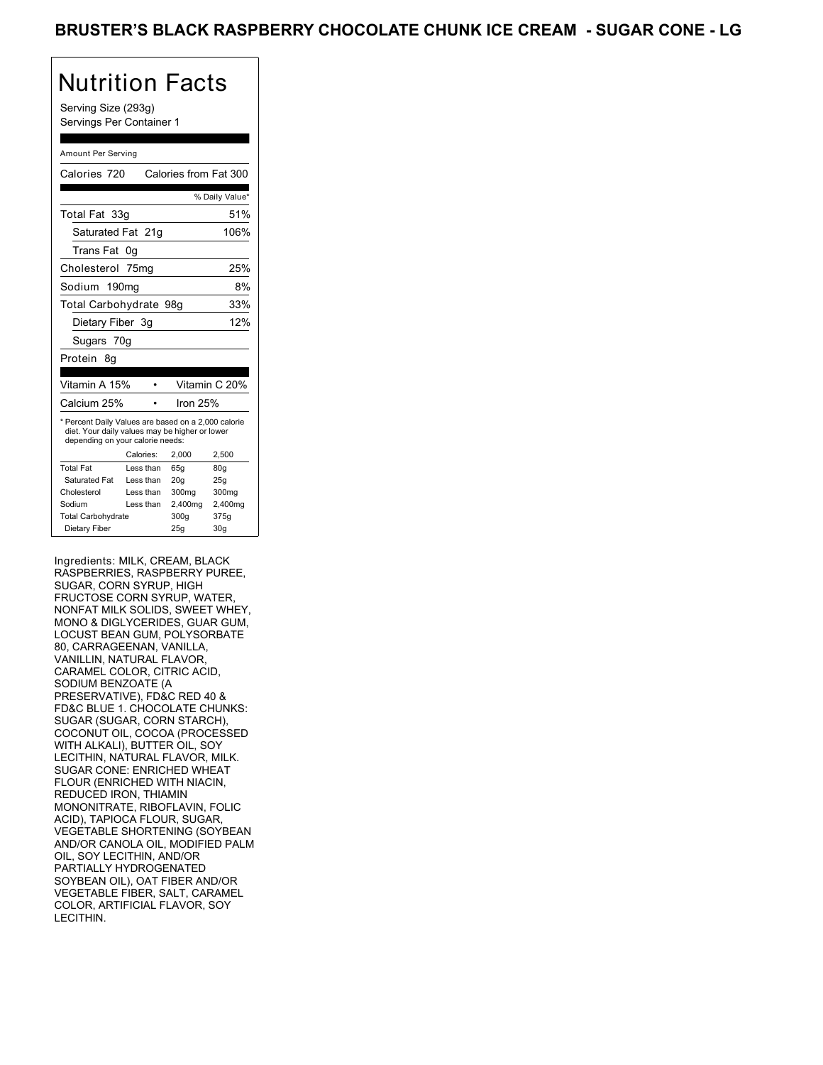# BRUSTER'S BLACK RASPBERRY CHOCOLATE CHUNK ICE CREAM - SUGAR CONE - LG

## Nutrition Facts

Serving Size (293g)
Servings Per Container 1

Amount Per Serving

| Calories 720 | Calories from Fat 300 |
|---|---|
| | % Daily Value* |
| Total Fat 33g | 51% |
| Saturated Fat 21g | 106% |
| Trans Fat 0g | |
| Cholesterol 75mg | 25% |
| Sodium 190mg | 8% |
| Total Carbohydrate 98g | 33% |
| Dietary Fiber 3g | 12% |
| Sugars 70g | |
| Protein 8g | |

| Vitamin A 15% | Vitamin C 20% |
|---|---|
| Calcium 25% | Iron 25% |

* Percent Daily Values are based on a 2,000 calorie diet. Your daily values may be higher or lower depending on your calorie needs:

| | Calories: | 2,000 | 2,500 |
|---|---|---|---|
| Total Fat | Less than | 65g | 80g |
| Saturated Fat | Less than | 20g | 25g |
| Cholesterol | Less than | 300mg | 300mg |
| Sodium | Less than | 2,400mg | 2,400mg |
| Total Carbohydrate | | 300g | 375g |
| Dietary Fiber | | 25g | 30g |

Ingredients: MILK, CREAM, BLACK RASPBERRIES, RASPBERRY PUREE, SUGAR, CORN SYRUP, HIGH FRUCTOSE CORN SYRUP, WATER, NONFAT MILK SOLIDS, SWEET WHEY, MONO & DIGLYCERIDES, GUAR GUM, LOCUST BEAN GUM, POLYSORBATE 80, CARRAGEENAN, VANILLA, VANILLIN, NATURAL FLAVOR, CARAMEL COLOR, CITRIC ACID, SODIUM BENZOATE (A PRESERVATIVE), FD&C RED 40 & FD&C BLUE 1. CHOCOLATE CHUNKS: SUGAR (SUGAR, CORN STARCH), COCONUT OIL, COCOA (PROCESSED WITH ALKALI), BUTTER OIL, SOY LECITHIN, NATURAL FLAVOR, MILK. SUGAR CONE: ENRICHED WHEAT FLOUR (ENRICHED WITH NIACIN, REDUCED IRON, THIAMIN MONONITRATE, RIBOFLAVIN, FOLIC ACID), TAPIOCA FLOUR, SUGAR, VEGETABLE SHORTENING (SOYBEAN AND/OR CANOLA OIL, MODIFIED PALM OIL, SOY LECITHIN, AND/OR PARTIALLY HYDROGENATED SOYBEAN OIL), OAT FIBER AND/OR VEGETABLE FIBER, SALT, CARAMEL COLOR, ARTIFICIAL FLAVOR, SOY LECITHIN.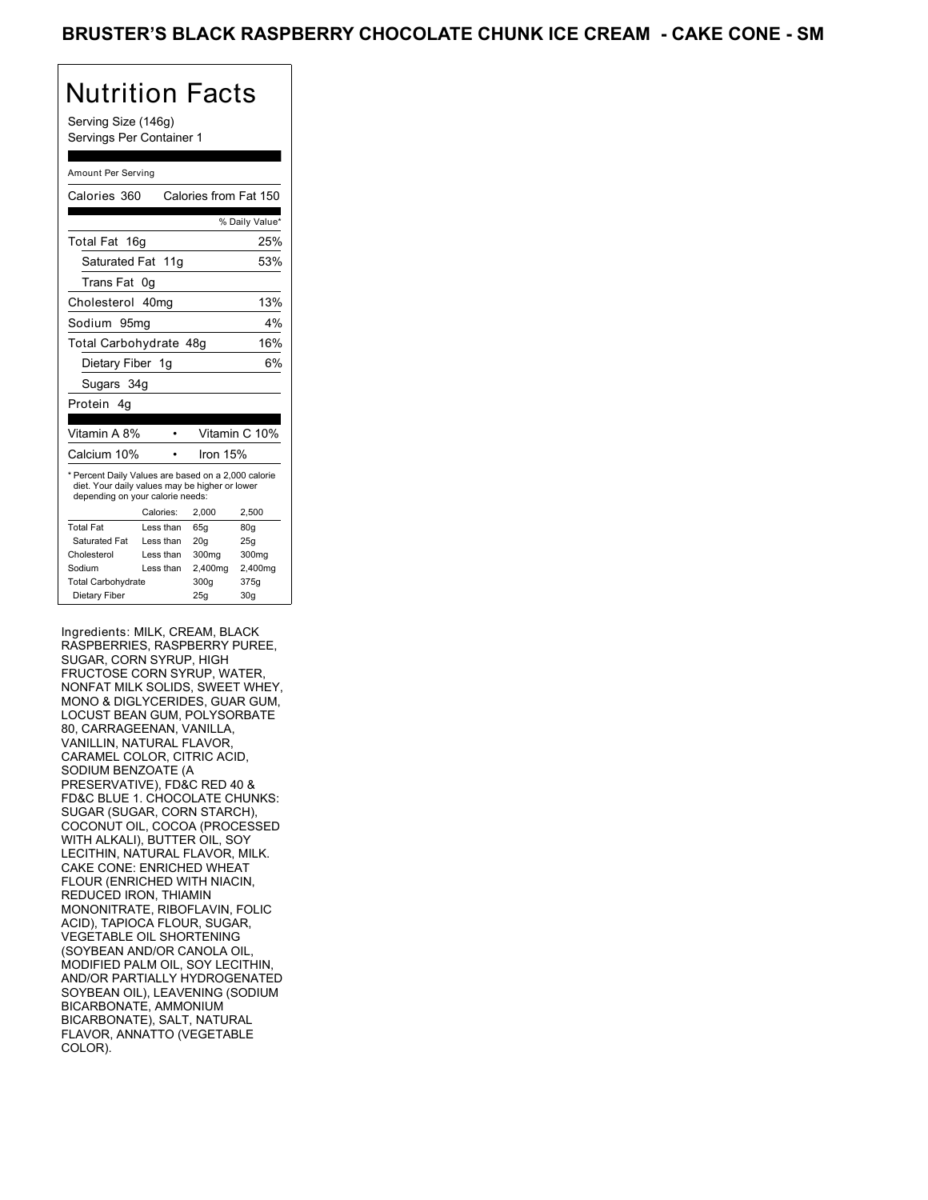# BRUSTER'S BLACK RASPBERRY CHOCOLATE CHUNK ICE CREAM - CAKE CONE - SM

## Nutrition Facts

Serving Size (146g)
Servings Per Container 1

Amount Per Serving

Calories 360 Calories from Fat 150

| | % Daily Value* |
|---|---|
| Total Fat 16g | 25% |
| Saturated Fat 11g | 53% |
| Trans Fat 0g | |
| Cholesterol 40mg | 13% |
| Sodium 95mg | 4% |
| Total Carbohydrate 48g | 16% |
| Dietary Fiber 1g | 6% |
| Sugars 34g | |
| Protein 4g | |

| | |
|---|---|
| Vitamin A 8% | Vitamin C 10% |
| Calcium 10% | Iron 15% |

* Percent Daily Values are based on a 2,000 calorie diet. Your daily values may be higher or lower depending on your calorie needs:

| | Calories: | 2,000 | 2,500 |
|---|---|---|---|
| Total Fat | Less than | 65g | 80g |
| Saturated Fat | Less than | 20g | 25g |
| Cholesterol | Less than | 300mg | 300mg |
| Sodium | Less than | 2,400mg | 2,400mg |
| Total Carbohydrate | | 300g | 375g |
| Dietary Fiber | | 25g | 30g |

Ingredients: MILK, CREAM, BLACK RASPBERRIES, RASPBERRY PUREE, SUGAR, CORN SYRUP, HIGH FRUCTOSE CORN SYRUP, WATER, NONFAT MILK SOLIDS, SWEET WHEY, MONO & DIGLYCERIDES, GUAR GUM, LOCUST BEAN GUM, POLYSORBATE 80, CARRAGEENAN, VANILLA, VANILLIN, NATURAL FLAVOR, CARAMEL COLOR, CITRIC ACID, SODIUM BENZOATE (A PRESERVATIVE), FD&C RED 40 & FD&C BLUE 1. CHOCOLATE CHUNKS: SUGAR (SUGAR, CORN STARCH), COCONUT OIL, COCOA (PROCESSED WITH ALKALI), BUTTER OIL, SOY LECITHIN, NATURAL FLAVOR, MILK. CAKE CONE: ENRICHED WHEAT FLOUR (ENRICHED WITH NIACIN, REDUCED IRON, THIAMIN MONONITRATE, RIBOFLAVIN, FOLIC ACID), TAPIOCA FLOUR, SUGAR, VEGETABLE OIL SHORTENING (SOYBEAN AND/OR CANOLA OIL, MODIFIED PALM OIL, SOY LECITHIN, AND/OR PARTIALLY HYDROGENATED SOYBEAN OIL), LEAVENING (SODIUM BICARBONATE, AMMONIUM BICARBONATE), SALT, NATURAL FLAVOR, ANNATTO (VEGETABLE COLOR).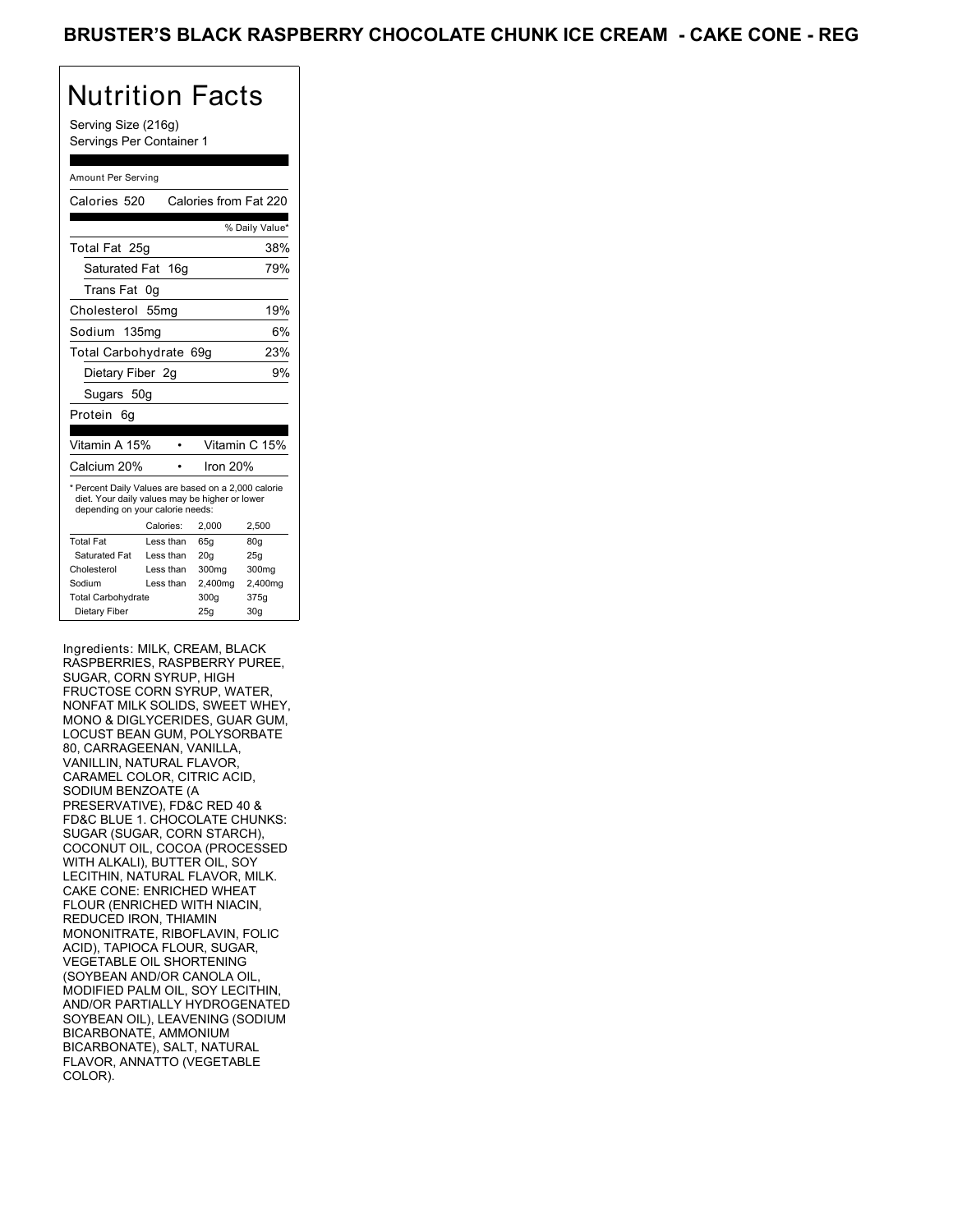# BRUSTER'S BLACK RASPBERRY CHOCOLATE CHUNK ICE CREAM - CAKE CONE - REG

## Nutrition Facts

Serving Size (216g)
Servings Per Container 1

Amount Per Serving

Calories 520 Calories from Fat 220

| | % Daily Value* |
|---|---|
| Total Fat 25g | 38% |
| Saturated Fat 16g | 79% |
| Trans Fat 0g | |
| Cholesterol 55mg | 19% |
| Sodium 135mg | 6% |
| Total Carbohydrate 69g | 23% |
| Dietary Fiber 2g | 9% |
| Sugars 50g | |
| Protein 6g | |

| | | |
|---|---|---|
| Vitamin A 15% | • | Vitamin C 15% |
| Calcium 20% | • | Iron 20% |

* Percent Daily Values are based on a 2,000 calorie diet. Your daily values may be higher or lower depending on your calorie needs:

| | Calories: | 2,000 | 2,500 |
|---|---|---|---|
| Total Fat | Less than | 65g | 80g |
| Saturated Fat | Less than | 20g | 25g |
| Cholesterol | Less than | 300mg | 300mg |
| Sodium | Less than | 2,400mg | 2,400mg |
| Total Carbohydrate | | 300g | 375g |
| Dietary Fiber | | 25g | 30g |

Ingredients: MILK, CREAM, BLACK RASPBERRIES, RASPBERRY PUREE, SUGAR, CORN SYRUP, HIGH FRUCTOSE CORN SYRUP, WATER, NONFAT MILK SOLIDS, SWEET WHEY, MONO & DIGLYCERIDES, GUAR GUM, LOCUST BEAN GUM, POLYSORBATE 80, CARRAGEENAN, VANILLA, VANILLIN, NATURAL FLAVOR, CARAMEL COLOR, CITRIC ACID, SODIUM BENZOATE (A PRESERVATIVE), FD&C RED 40 & FD&C BLUE 1. CHOCOLATE CHUNKS: SUGAR (SUGAR, CORN STARCH), COCONUT OIL, COCOA (PROCESSED WITH ALKALI), BUTTER OIL, SOY LECITHIN, NATURAL FLAVOR, MILK. CAKE CONE: ENRICHED WHEAT FLOUR (ENRICHED WITH NIACIN, REDUCED IRON, THIAMIN MONONITRATE, RIBOFLAVIN, FOLIC ACID), TAPIOCA FLOUR, SUGAR, VEGETABLE OIL SHORTENING (SOYBEAN AND/OR CANOLA OIL, MODIFIED PALM OIL, SOY LECITHIN, AND/OR PARTIALLY HYDROGENATED SOYBEAN OIL), LEAVENING (SODIUM BICARBONATE, AMMONIUM BICARBONATE), SALT, NATURAL FLAVOR, ANNATTO (VEGETABLE COLOR).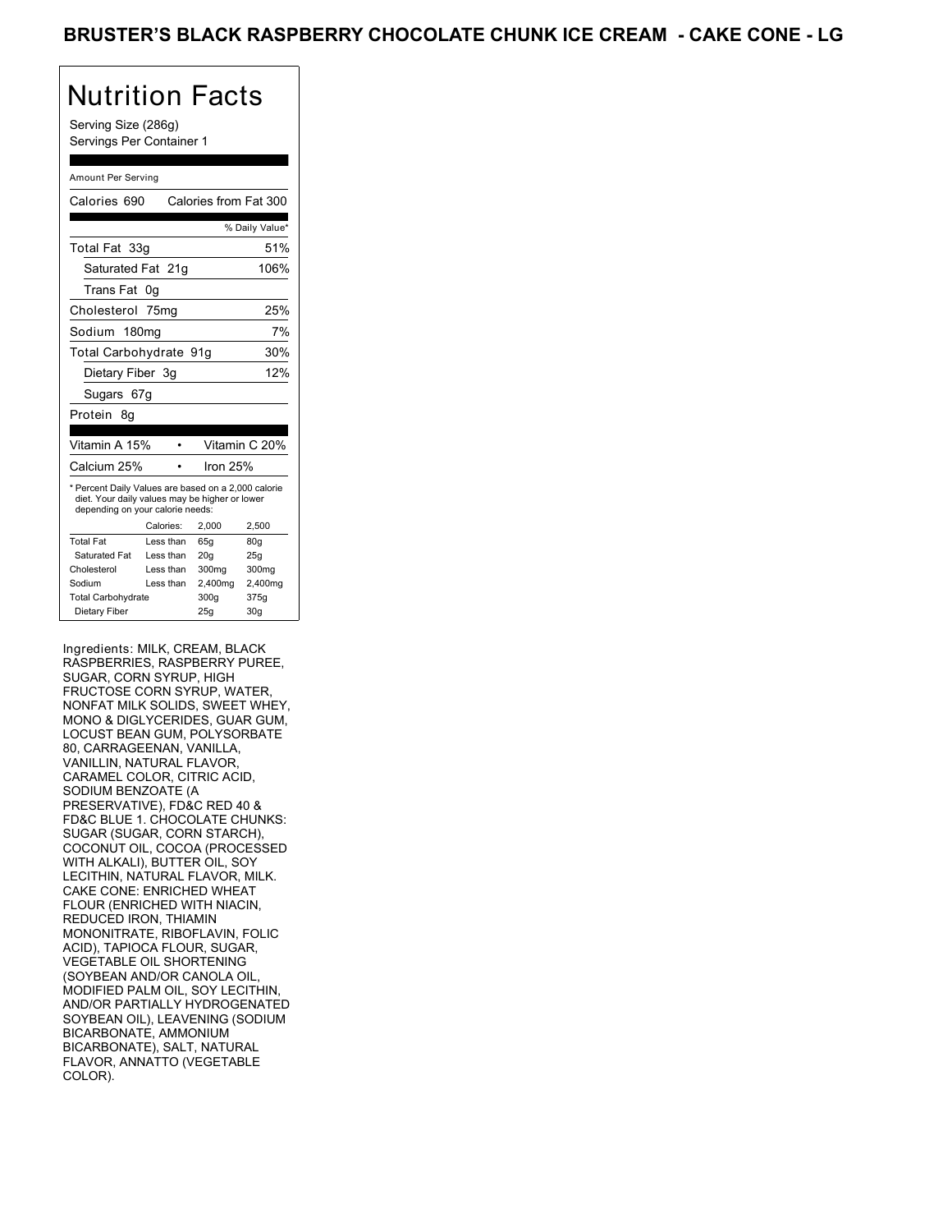# BRUSTER'S BLACK RASPBERRY CHOCOLATE CHUNK ICE CREAM - CAKE CONE - LG

## Nutrition Facts

Serving Size (286g)
Servings Per Container 1

Amount Per Serving

Calories 690 Calories from Fat 300

| | % Daily Value* |
|---|---|
| Total Fat 33g | 51% |
| Saturated Fat 21g | 106% |
| Trans Fat 0g | |
| Cholesterol 75mg | 25% |
| Sodium 180mg | 7% |
| Total Carbohydrate 91g | 30% |
| Dietary Fiber 3g | 12% |
| Sugars 67g | |
| Protein 8g | |

| | |
|---|---|
| Vitamin A 15% | Vitamin C 20% |
| Calcium 25% | Iron 25% |

* Percent Daily Values are based on a 2,000 calorie diet. Your daily values may be higher or lower depending on your calorie needs:

| | Calories: | 2,000 | 2,500 |
|---|---|---|---|
| Total Fat | Less than | 65g | 80g |
| Saturated Fat | Less than | 20g | 25g |
| Cholesterol | Less than | 300mg | 300mg |
| Sodium | Less than | 2,400mg | 2,400mg |
| Total Carbohydrate | | 300g | 375g |
| Dietary Fiber | | 25g | 30g |

Ingredients: MILK, CREAM, BLACK RASPBERRIES, RASPBERRY PUREE, SUGAR, CORN SYRUP, HIGH FRUCTOSE CORN SYRUP, WATER, NONFAT MILK SOLIDS, SWEET WHEY, MONO & DIGLYCERIDES, GUAR GUM, LOCUST BEAN GUM, POLYSORBATE 80, CARRAGEENAN, VANILLA, VANILLIN, NATURAL FLAVOR, CARAMEL COLOR, CITRIC ACID, SODIUM BENZOATE (A PRESERVATIVE), FD&C RED 40 & FD&C BLUE 1. CHOCOLATE CHUNKS: SUGAR (SUGAR, CORN STARCH), COCONUT OIL, COCOA (PROCESSED WITH ALKALI), BUTTER OIL, SOY LECITHIN, NATURAL FLAVOR, MILK. CAKE CONE: ENRICHED WHEAT FLOUR (ENRICHED WITH NIACIN, REDUCED IRON, THIAMIN MONONITRATE, RIBOFLAVIN, FOLIC ACID), TAPIOCA FLOUR, SUGAR, VEGETABLE OIL SHORTENING (SOYBEAN AND/OR CANOLA OIL, MODIFIED PALM OIL, SOY LECITHIN, AND/OR PARTIALLY HYDROGENATED SOYBEAN OIL), LEAVENING (SODIUM BICARBONATE, AMMONIUM BICARBONATE), SALT, NATURAL FLAVOR, ANNATTO (VEGETABLE COLOR).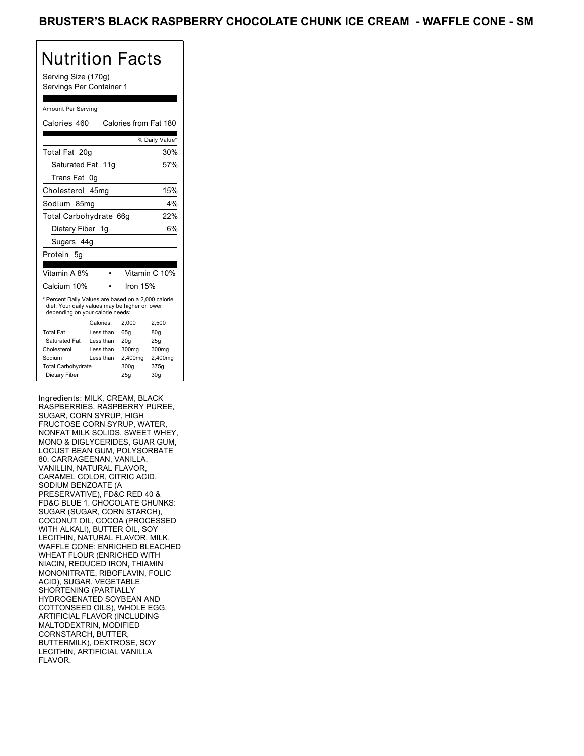# BRUSTER'S BLACK RASPBERRY CHOCOLATE CHUNK ICE CREAM - WAFFLE CONE - SM

## Nutrition Facts

Serving Size (170g)
Servings Per Container 1

Amount Per Serving

Calories 460 Calories from Fat 180

| | % Daily Value* |
|---|---|
| Total Fat 20g | 30% |
| Saturated Fat 11g | 57% |
| Trans Fat 0g | |
| Cholesterol 45mg | 15% |
| Sodium 85mg | 4% |
| Total Carbohydrate 66g | 22% |
| Dietary Fiber 1g | 6% |
| Sugars 44g | |
| Protein 5g | |

| | | | |
|---|---|---|---|
| Vitamin A 8% | • | Vitamin C 10% | |
| Calcium 10% | • | Iron 15% | |

* Percent Daily Values are based on a 2,000 calorie diet. Your daily values may be higher or lower depending on your calorie needs:

| | Calories: | 2,000 | 2,500 |
|---|---|---|---|
| Total Fat | Less than | 65g | 80g |
| Saturated Fat | Less than | 20g | 25g |
| Cholesterol | Less than | 300mg | 300mg |
| Sodium | Less than | 2,400mg | 2,400mg |
| Total Carbohydrate | | 300g | 375g |
| Dietary Fiber | | 25g | 30g |

Ingredients: MILK, CREAM, BLACK RASPBERRIES, RASPBERRY PUREE, SUGAR, CORN SYRUP, HIGH FRUCTOSE CORN SYRUP, WATER, NONFAT MILK SOLIDS, SWEET WHEY, MONO & DIGLYCERIDES, GUAR GUM, LOCUST BEAN GUM, POLYSORBATE 80, CARRAGEENAN, VANILLA, VANILLIN, NATURAL FLAVOR, CARAMEL COLOR, CITRIC ACID, SODIUM BENZOATE (A PRESERVATIVE), FD&C RED 40 & FD&C BLUE 1. CHOCOLATE CHUNKS: SUGAR (SUGAR, CORN STARCH), COCONUT OIL, COCOA (PROCESSED WITH ALKALI), BUTTER OIL, SOY LECITHIN, NATURAL FLAVOR, MILK. WAFFLE CONE: ENRICHED BLEACHED WHEAT FLOUR (ENRICHED WITH NIACIN, REDUCED IRON, THIAMIN MONONITRATE, RIBOFLAVIN, FOLIC ACID), SUGAR, VEGETABLE SHORTENING (PARTIALLY HYDROGENATED SOYBEAN AND COTTONSEED OILS), WHOLE EGG, ARTIFICIAL FLAVOR (INCLUDING MALTODEXTRIN, MODIFIED CORNSTARCH, BUTTER, BUTTERMILK), DEXTROSE, SOY LECITHIN, ARTIFICIAL VANILLA FLAVOR.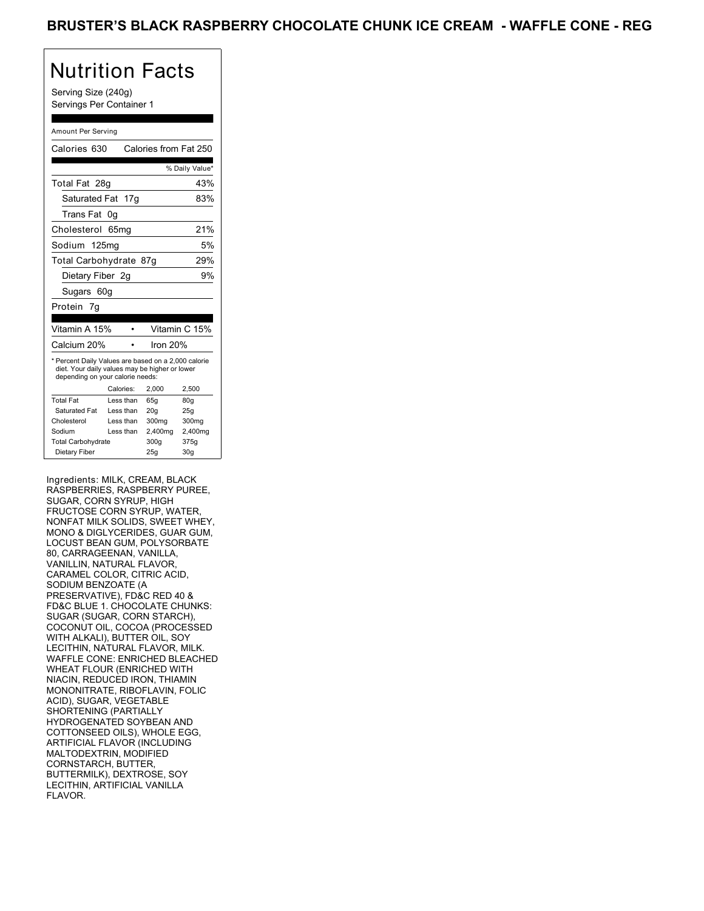# BRUSTER'S BLACK RASPBERRY CHOCOLATE CHUNK ICE CREAM - WAFFLE CONE - REG

## Nutrition Facts

Serving Size (240g)
Servings Per Container 1

Amount Per Serving

| Calories 630 | Calories from Fat 250 |
|---|---|
| | % Daily Value* |
| Total Fat 28g | 43% |
| Saturated Fat 17g | 83% |
| Trans Fat 0g | |
| Cholesterol 65mg | 21% |
| Sodium 125mg | 5% |
| Total Carbohydrate 87g | 29% |
| Dietary Fiber 2g | 9% |
| Sugars 60g | |
| Protein 7g | |

| Vitamin A 15% | • | Vitamin C 15% |
|---|---|---|
| Calcium 20% | • | Iron 20% |

* Percent Daily Values are based on a 2,000 calorie diet. Your daily values may be higher or lower depending on your calorie needs:

| | Calories: | 2,000 | 2,500 |
|---|---|---|---|
| Total Fat | Less than | 65g | 80g |
| Saturated Fat | Less than | 20g | 25g |
| Cholesterol | Less than | 300mg | 300mg |
| Sodium | Less than | 2,400mg | 2,400mg |
| Total Carbohydrate | | 300g | 375g |
| Dietary Fiber | | 25g | 30g |

Ingredients: MILK, CREAM, BLACK RASPBERRIES, RASPBERRY PUREE, SUGAR, CORN SYRUP, HIGH FRUCTOSE CORN SYRUP, WATER, NONFAT MILK SOLIDS, SWEET WHEY, MONO & DIGLYCERIDES, GUAR GUM, LOCUST BEAN GUM, POLYSORBATE 80, CARRAGEENAN, VANILLA, VANILLIN, NATURAL FLAVOR, CARAMEL COLOR, CITRIC ACID, SODIUM BENZOATE (A PRESERVATIVE), FD&C RED 40 & FD&C BLUE 1. CHOCOLATE CHUNKS: SUGAR (SUGAR, CORN STARCH), COCONUT OIL, COCOA (PROCESSED WITH ALKALI), BUTTER OIL, SOY LECITHIN, NATURAL FLAVOR, MILK. WAFFLE CONE: ENRICHED BLEACHED WHEAT FLOUR (ENRICHED WITH NIACIN, REDUCED IRON, THIAMIN MONONITRATE, RIBOFLAVIN, FOLIC ACID), SUGAR, VEGETABLE SHORTENING (PARTIALLY HYDROGENATED SOYBEAN AND COTTONSEED OILS), WHOLE EGG, ARTIFICIAL FLAVOR (INCLUDING MALTODEXTRIN, MODIFIED CORNSTARCH, BUTTER, BUTTERMILK), DEXTROSE, SOY LECITHIN, ARTIFICIAL VANILLA FLAVOR.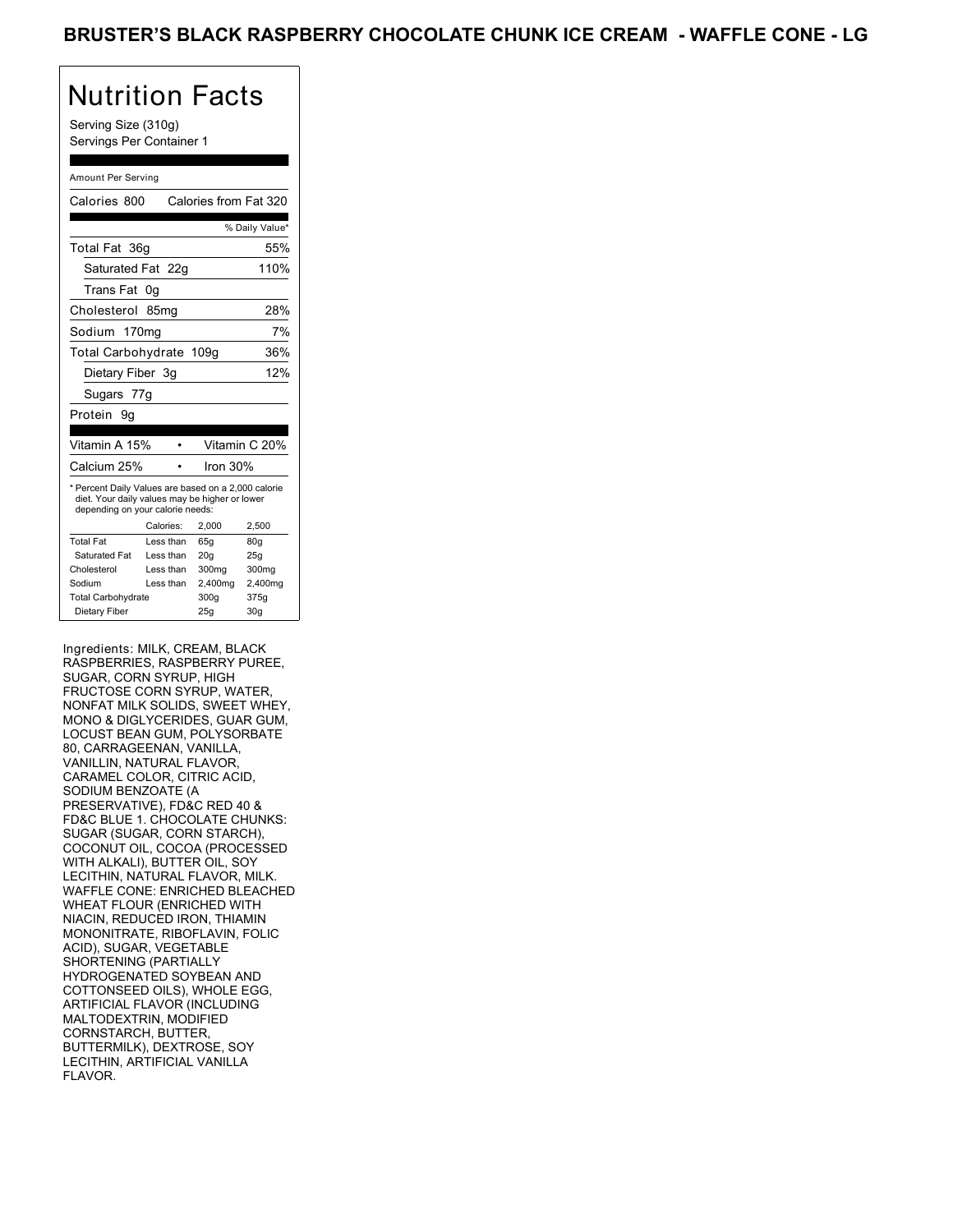# BRUSTER'S BLACK RASPBERRY CHOCOLATE CHUNK ICE CREAM - WAFFLE CONE - LG

## Nutrition Facts

Serving Size (310g)
Servings Per Container 1

Amount Per Serving

| | |
|---|---|
| Calories 800 | Calories from Fat 320 |
| | % Daily Value* |
| Total Fat 36g | 55% |
| Saturated Fat 22g | 110% |
| Trans Fat 0g | |
| Cholesterol 85mg | 28% |
| Sodium 170mg | 7% |
| Total Carbohydrate 109g | 36% |
| Dietary Fiber 3g | 12% |
| Sugars 77g | |
| Protein 9g | |

| | |
|---|---|
| Vitamin A 15% | Vitamin C 20% |
| Calcium 25% | Iron 30% |

* Percent Daily Values are based on a 2,000 calorie diet. Your daily values may be higher or lower depending on your calorie needs:

| | Calories: | 2,000 | 2,500 |
|---|---|---|---|
| Total Fat | Less than | 65g | 80g |
| Saturated Fat | Less than | 20g | 25g |
| Cholesterol | Less than | 300mg | 300mg |
| Sodium | Less than | 2,400mg | 2,400mg |
| Total Carbohydrate | | 300g | 375g |
| Dietary Fiber | | 25g | 30g |

Ingredients: MILK, CREAM, BLACK RASPBERRIES, RASPBERRY PUREE, SUGAR, CORN SYRUP, HIGH FRUCTOSE CORN SYRUP, WATER, NONFAT MILK SOLIDS, SWEET WHEY, MONO & DIGLYCERIDES, GUAR GUM, LOCUST BEAN GUM, POLYSORBATE 80, CARRAGEENAN, VANILLA, VANILLIN, NATURAL FLAVOR, CARAMEL COLOR, CITRIC ACID, SODIUM BENZOATE (A PRESERVATIVE), FD&C RED 40 & FD&C BLUE 1. CHOCOLATE CHUNKS: SUGAR (SUGAR, CORN STARCH), COCONUT OIL, COCOA (PROCESSED WITH ALKALI), BUTTER OIL, SOY LECITHIN, NATURAL FLAVOR, MILK. WAFFLE CONE: ENRICHED BLEACHED WHEAT FLOUR (ENRICHED WITH NIACIN, REDUCED IRON, THIAMIN MONONITRATE, RIBOFLAVIN, FOLIC ACID), SUGAR, VEGETABLE SHORTENING (PARTIALLY HYDROGENATED SOYBEAN AND COTTONSEED OILS), WHOLE EGG, ARTIFICIAL FLAVOR (INCLUDING MALTODEXTRIN, MODIFIED CORNSTARCH, BUTTER, BUTTERMILK), DEXTROSE, SOY LECITHIN, ARTIFICIAL VANILLA FLAVOR.